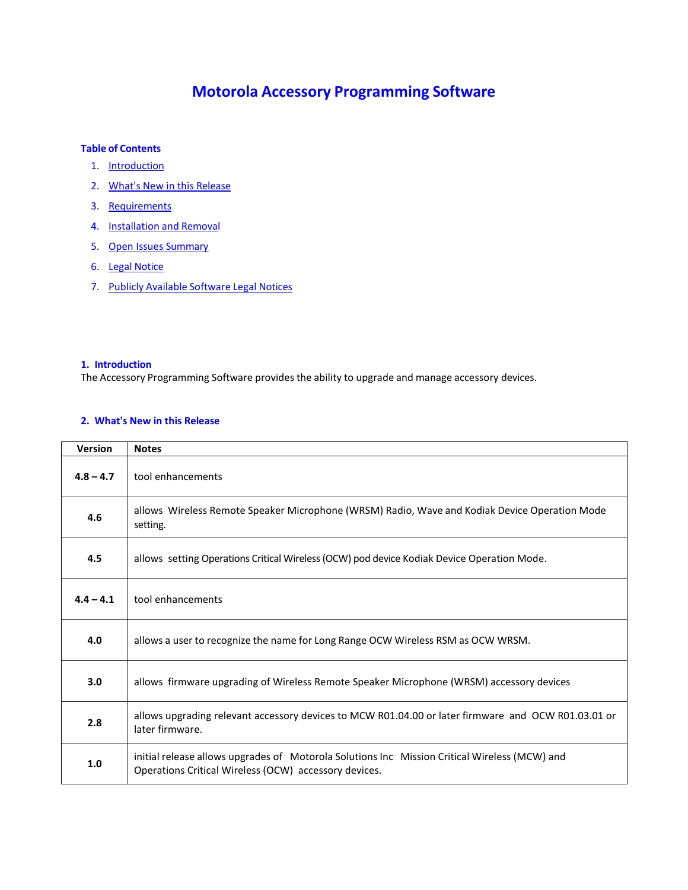# Motorola Accessory Programming Software

**Table of Contents**

1. Introduction
2. What's New in this Release
3. Requirements
4. Installation and Removal
5. Open Issues Summary
6. Legal Notice
7. Publicly Available Software Legal Notices

## 1. Introduction

The Accessory Programming Software provides the ability to upgrade and manage accessory devices.

## 2. What's New in this Release

| Version | Notes |
|---|---|
| **4.8 – 4.7** | tool enhancements |
| **4.6** | allows Wireless Remote Speaker Microphone (WRSM) Radio, Wave and Kodiak Device Operation Mode setting. |
| **4.5** | allows setting Operations Critical Wireless (OCW) pod device Kodiak Device Operation Mode. |
| **4.4 – 4.1** | tool enhancements |
| **4.0** | allows a user to recognize the name for Long Range OCW Wireless RSM as OCW WRSM. |
| **3.0** | allows firmware upgrading of Wireless Remote Speaker Microphone (WRSM) accessory devices |
| **2.8** | allows upgrading relevant accessory devices to MCW R01.04.00 or later firmware and OCW R01.03.01 or later firmware. |
| **1.0** | initial release allows upgrades of Motorola Solutions Inc Mission Critical Wireless (MCW) and Operations Critical Wireless (OCW) accessory devices. |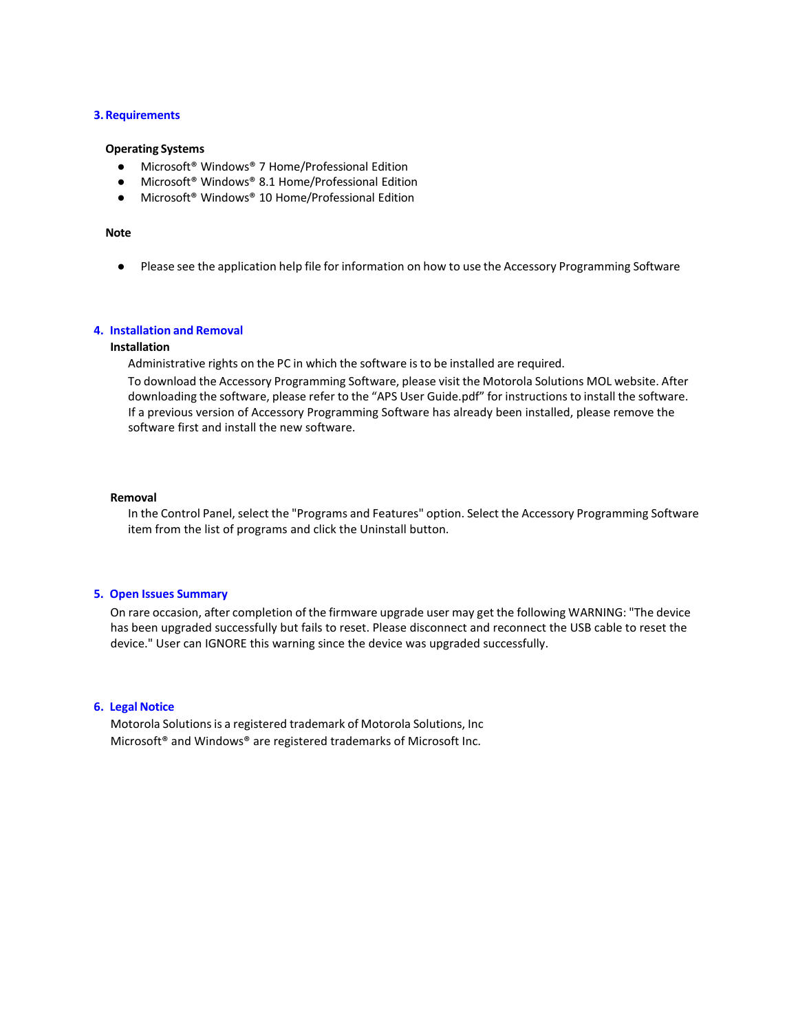## 3. Requirements

### Operating Systems

- Microsoft® Windows® 7 Home/Professional Edition
- Microsoft® Windows® 8.1 Home/Professional Edition
- Microsoft® Windows® 10 Home/Professional Edition

### Note

- Please see the application help file for information on how to use the Accessory Programming Software

## 4. Installation and Removal

### Installation

Administrative rights on the PC in which the software is to be installed are required.

To download the Accessory Programming Software, please visit the Motorola Solutions MOL website. After downloading the software, please refer to the "APS User Guide.pdf" for instructions to install the software. If a previous version of Accessory Programming Software has already been installed, please remove the software first and install the new software.

### Removal

In the Control Panel, select the "Programs and Features" option. Select the Accessory Programming Software item from the list of programs and click the Uninstall button.

## 5. Open Issues Summary

On rare occasion, after completion of the firmware upgrade user may get the following WARNING: "The device has been upgraded successfully but fails to reset. Please disconnect and reconnect the USB cable to reset the device." User can IGNORE this warning since the device was upgraded successfully.

## 6. Legal Notice

Motorola Solutions is a registered trademark of Motorola Solutions, Inc
Microsoft® and Windows® are registered trademarks of Microsoft Inc.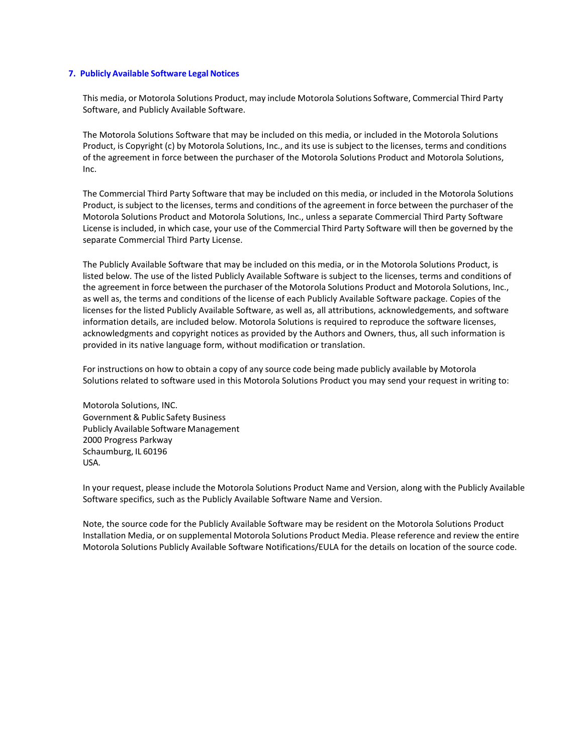## 7. Publicly Available Software Legal Notices

This media, or Motorola Solutions Product, may include Motorola Solutions Software, Commercial Third Party Software, and Publicly Available Software.

The Motorola Solutions Software that may be included on this media, or included in the Motorola Solutions Product, is Copyright (c) by Motorola Solutions, Inc., and its use is subject to the licenses, terms and conditions of the agreement in force between the purchaser of the Motorola Solutions Product and Motorola Solutions, Inc.

The Commercial Third Party Software that may be included on this media, or included in the Motorola Solutions Product, is subject to the licenses, terms and conditions of the agreement in force between the purchaser of the Motorola Solutions Product and Motorola Solutions, Inc., unless a separate Commercial Third Party Software License is included, in which case, your use of the Commercial Third Party Software will then be governed by the separate Commercial Third Party License.

The Publicly Available Software that may be included on this media, or in the Motorola Solutions Product, is listed below. The use of the listed Publicly Available Software is subject to the licenses, terms and conditions of the agreement in force between the purchaser of the Motorola Solutions Product and Motorola Solutions, Inc., as well as, the terms and conditions of the license of each Publicly Available Software package. Copies of the licenses for the listed Publicly Available Software, as well as, all attributions, acknowledgements, and software information details, are included below. Motorola Solutions is required to reproduce the software licenses, acknowledgments and copyright notices as provided by the Authors and Owners, thus, all such information is provided in its native language form, without modification or translation.

For instructions on how to obtain a copy of any source code being made publicly available by Motorola Solutions related to software used in this Motorola Solutions Product you may send your request in writing to:

Motorola Solutions, INC.
Government & Public Safety Business
Publicly Available Software Management
2000 Progress Parkway
Schaumburg, IL 60196
USA.

In your request, please include the Motorola Solutions Product Name and Version, along with the Publicly Available Software specifics, such as the Publicly Available Software Name and Version.

Note, the source code for the Publicly Available Software may be resident on the Motorola Solutions Product Installation Media, or on supplemental Motorola Solutions Product Media. Please reference and review the entire Motorola Solutions Publicly Available Software Notifications/EULA for the details on location of the source code.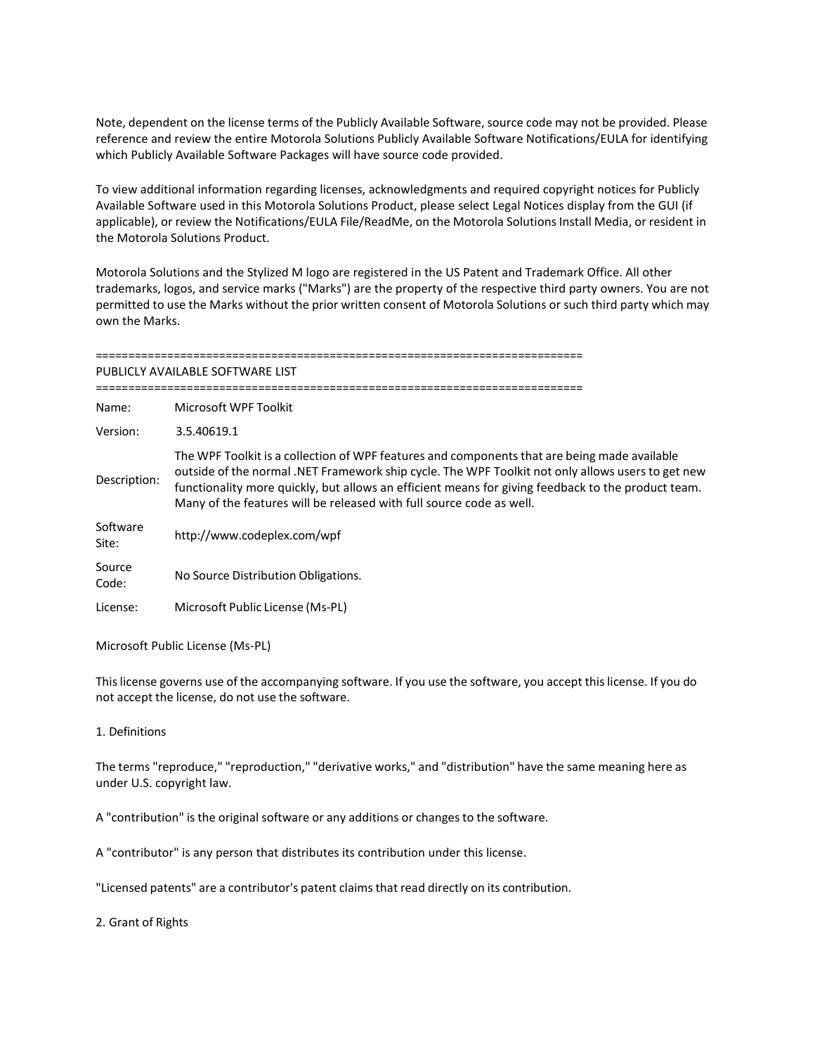Note, dependent on the license terms of the Publicly Available Software, source code may not be provided. Please reference and review the entire Motorola Solutions Publicly Available Software Notifications/EULA for identifying which Publicly Available Software Packages will have source code provided.

To view additional information regarding licenses, acknowledgments and required copyright notices for Publicly Available Software used in this Motorola Solutions Product, please select Legal Notices display from the GUI (if applicable), or review the Notifications/EULA File/ReadMe, on the Motorola Solutions Install Media, or resident in the Motorola Solutions Product.

Motorola Solutions and the Stylized M logo are registered in the US Patent and Trademark Office. All other trademarks, logos, and service marks ("Marks") are the property of the respective third party owners. You are not permitted to use the Marks without the prior written consent of Motorola Solutions or such third party which may own the Marks.

===========================================================================
PUBLICLY AVAILABLE SOFTWARE LIST
===========================================================================

| | |
|---|---|
| Name: | Microsoft WPF Toolkit |
| Version: | 3.5.40619.1 |
| Description: | The WPF Toolkit is a collection of WPF features and components that are being made available outside of the normal .NET Framework ship cycle. The WPF Toolkit not only allows users to get new functionality more quickly, but allows an efficient means for giving feedback to the product team. Many of the features will be released with full source code as well. |
| Software Site: | http://www.codeplex.com/wpf |
| Source Code: | No Source Distribution Obligations. |
| License: | Microsoft Public License (Ms-PL) |

Microsoft Public License (Ms-PL)

This license governs use of the accompanying software. If you use the software, you accept this license. If you do not accept the license, do not use the software.

1. Definitions

The terms "reproduce," "reproduction," "derivative works," and "distribution" have the same meaning here as under U.S. copyright law.

A "contribution" is the original software or any additions or changes to the software.

A "contributor" is any person that distributes its contribution under this license.

"Licensed patents" are a contributor's patent claims that read directly on its contribution.

2. Grant of Rights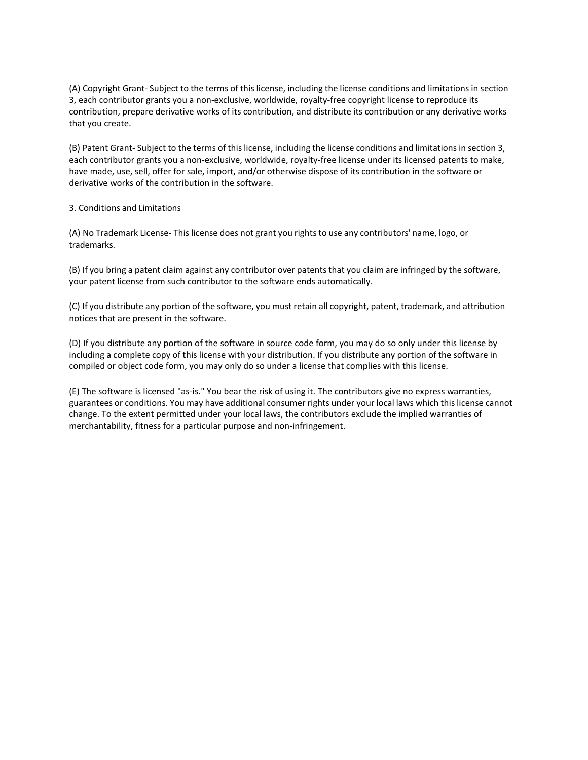(A) Copyright Grant- Subject to the terms of this license, including the license conditions and limitations in section 3, each contributor grants you a non-exclusive, worldwide, royalty-free copyright license to reproduce its contribution, prepare derivative works of its contribution, and distribute its contribution or any derivative works that you create.

(B) Patent Grant- Subject to the terms of this license, including the license conditions and limitations in section 3, each contributor grants you a non-exclusive, worldwide, royalty-free license under its licensed patents to make, have made, use, sell, offer for sale, import, and/or otherwise dispose of its contribution in the software or derivative works of the contribution in the software.

3. Conditions and Limitations

(A) No Trademark License- This license does not grant you rights to use any contributors' name, logo, or trademarks.

(B) If you bring a patent claim against any contributor over patents that you claim are infringed by the software, your patent license from such contributor to the software ends automatically.

(C) If you distribute any portion of the software, you must retain all copyright, patent, trademark, and attribution notices that are present in the software.

(D) If you distribute any portion of the software in source code form, you may do so only under this license by including a complete copy of this license with your distribution. If you distribute any portion of the software in compiled or object code form, you may only do so under a license that complies with this license.

(E) The software is licensed "as-is." You bear the risk of using it. The contributors give no express warranties, guarantees or conditions. You may have additional consumer rights under your local laws which this license cannot change. To the extent permitted under your local laws, the contributors exclude the implied warranties of merchantability, fitness for a particular purpose and non-infringement.